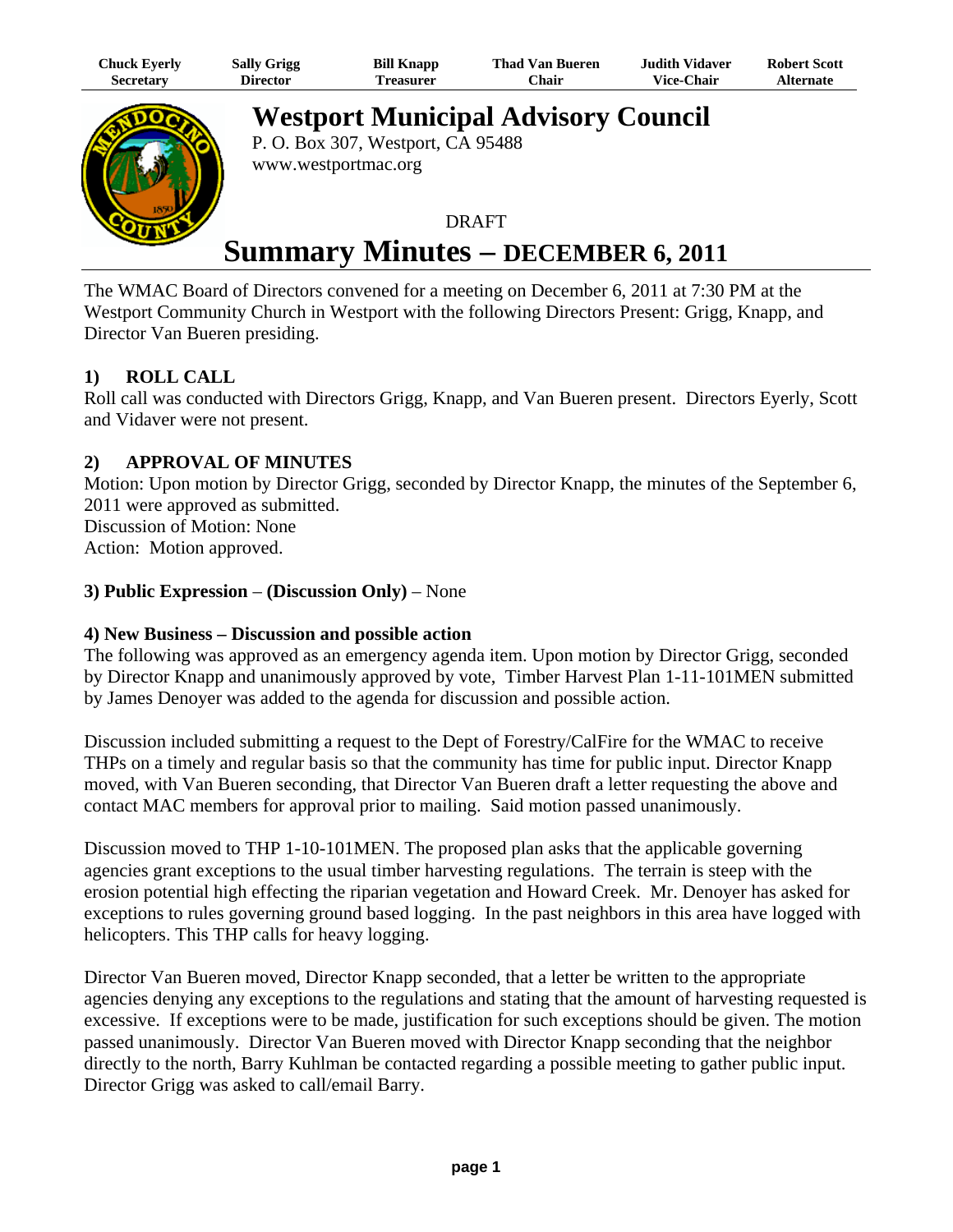| Chuck Eyerly | Sally Grigg | Bill Knapp | Thad Van Bueren | Judith Vidaver | Robert Scott |
|---|---|---|---|---|---|
| Secretary | Director | Treasurer | Chair | Vice-Chair | Alternate |

# Westport Municipal Advisory Council

P. O. Box 307, Westport, CA 95488
www.westportmac.org

DRAFT

# Summary Minutes – DECEMBER 6, 2011

The WMAC Board of Directors convened for a meeting on December 6, 2011 at 7:30 PM at the Westport Community Church in Westport with the following Directors Present: Grigg, Knapp, and Director Van Bueren presiding.

### 1) ROLL CALL

Roll call was conducted with Directors Grigg, Knapp, and Van Bueren present. Directors Eyerly, Scott and Vidaver were not present.

### 2) APPROVAL OF MINUTES

Motion: Upon motion by Director Grigg, seconded by Director Knapp, the minutes of the September 6, 2011 were approved as submitted.
Discussion of Motion: None
Action: Motion approved.

### 3) Public Expression – (Discussion Only) – None

### 4) New Business – Discussion and possible action

The following was approved as an emergency agenda item. Upon motion by Director Grigg, seconded by Director Knapp and unanimously approved by vote, Timber Harvest Plan 1-11-101MEN submitted by James Denoyer was added to the agenda for discussion and possible action.

Discussion included submitting a request to the Dept of Forestry/CalFire for the WMAC to receive THPs on a timely and regular basis so that the community has time for public input. Director Knapp moved, with Van Bueren seconding, that Director Van Bueren draft a letter requesting the above and contact MAC members for approval prior to mailing. Said motion passed unanimously.

Discussion moved to THP 1-10-101MEN. The proposed plan asks that the applicable governing agencies grant exceptions to the usual timber harvesting regulations. The terrain is steep with the erosion potential high effecting the riparian vegetation and Howard Creek. Mr. Denoyer has asked for exceptions to rules governing ground based logging. In the past neighbors in this area have logged with helicopters. This THP calls for heavy logging.

Director Van Bueren moved, Director Knapp seconded, that a letter be written to the appropriate agencies denying any exceptions to the regulations and stating that the amount of harvesting requested is excessive. If exceptions were to be made, justification for such exceptions should be given. The motion passed unanimously. Director Van Bueren moved with Director Knapp seconding that the neighbor directly to the north, Barry Kuhlman be contacted regarding a possible meeting to gather public input. Director Grigg was asked to call/email Barry.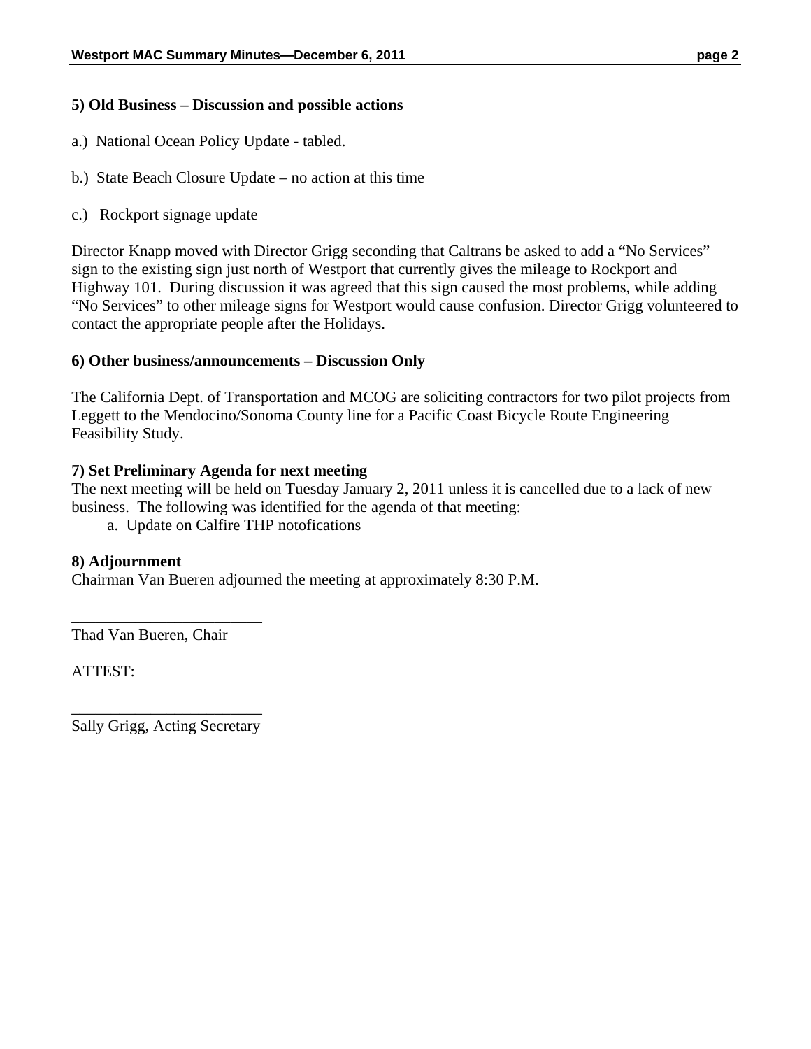**5) Old Business – Discussion and possible actions**

a.) National Ocean Policy Update - tabled.

b.) State Beach Closure Update – no action at this time

c.) Rockport signage update

Director Knapp moved with Director Grigg seconding that Caltrans be asked to add a "No Services" sign to the existing sign just north of Westport that currently gives the mileage to Rockport and Highway 101. During discussion it was agreed that this sign caused the most problems, while adding "No Services" to other mileage signs for Westport would cause confusion. Director Grigg volunteered to contact the appropriate people after the Holidays.

**6) Other business/announcements – Discussion Only**

The California Dept. of Transportation and MCOG are soliciting contractors for two pilot projects from Leggett to the Mendocino/Sonoma County line for a Pacific Coast Bicycle Route Engineering Feasibility Study.

**7) Set Preliminary Agenda for next meeting**

The next meeting will be held on Tuesday January 2, 2011 unless it is cancelled due to a lack of new business. The following was identified for the agenda of that meeting:

a. Update on Calfire THP notofications

**8) Adjournment**

Chairman Van Bueren adjourned the meeting at approximately 8:30 P.M.

________________________

Thad Van Bueren, Chair

ATTEST:

________________________

Sally Grigg, Acting Secretary